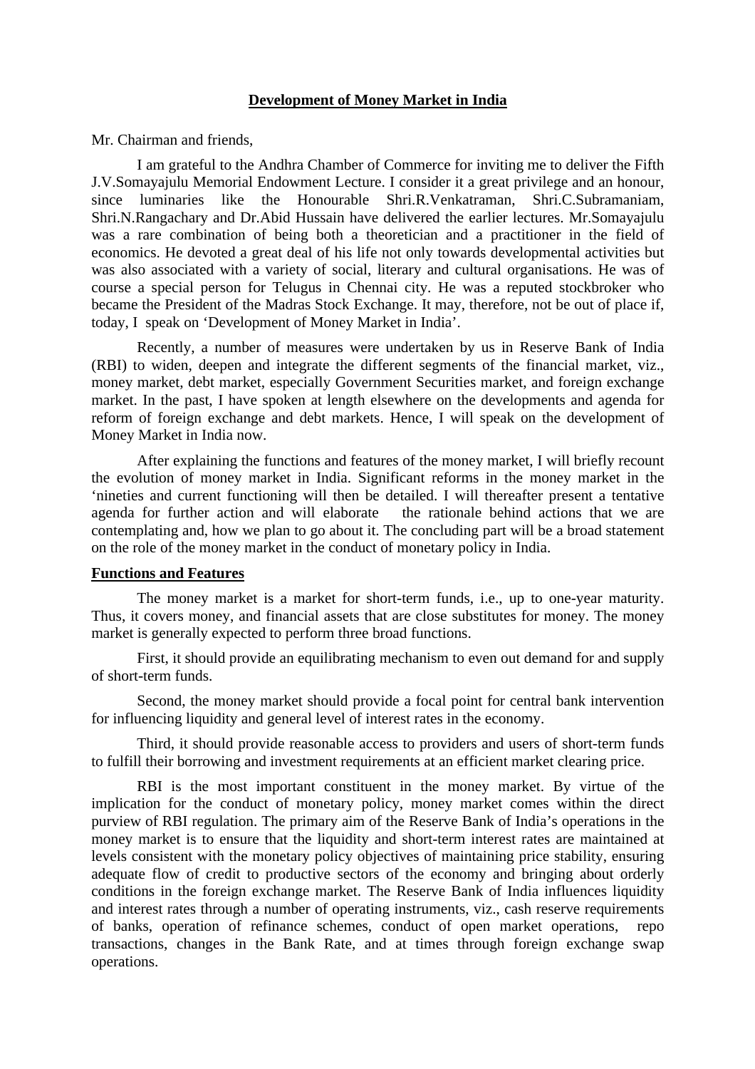# Development of Money Market in India

Mr. Chairman and friends,

I am grateful to the Andhra Chamber of Commerce for inviting me to deliver the Fifth J.V.Somayajulu Memorial Endowment Lecture. I consider it a great privilege and an honour, since luminaries like the Honourable Shri.R.Venkatraman, Shri.C.Subramaniam, Shri.N.Rangachary and Dr.Abid Hussain have delivered the earlier lectures. Mr.Somayajulu was a rare combination of being both a theoretician and a practitioner in the field of economics. He devoted a great deal of his life not only towards developmental activities but was also associated with a variety of social, literary and cultural organisations. He was of course a special person for Telugus in Chennai city. He was a reputed stockbroker who became the President of the Madras Stock Exchange. It may, therefore, not be out of place if, today, I speak on 'Development of Money Market in India'.

Recently, a number of measures were undertaken by us in Reserve Bank of India (RBI) to widen, deepen and integrate the different segments of the financial market, viz., money market, debt market, especially Government Securities market, and foreign exchange market. In the past, I have spoken at length elsewhere on the developments and agenda for reform of foreign exchange and debt markets. Hence, I will speak on the development of Money Market in India now.

After explaining the functions and features of the money market, I will briefly recount the evolution of money market in India. Significant reforms in the money market in the 'nineties and current functioning will then be detailed. I will thereafter present a tentative agenda for further action and will elaborate the rationale behind actions that we are contemplating and, how we plan to go about it. The concluding part will be a broad statement on the role of the money market in the conduct of monetary policy in India.

## Functions and Features

The money market is a market for short-term funds, i.e., up to one-year maturity. Thus, it covers money, and financial assets that are close substitutes for money. The money market is generally expected to perform three broad functions.

First, it should provide an equilibrating mechanism to even out demand for and supply of short-term funds.

Second, the money market should provide a focal point for central bank intervention for influencing liquidity and general level of interest rates in the economy.

Third, it should provide reasonable access to providers and users of short-term funds to fulfill their borrowing and investment requirements at an efficient market clearing price.

RBI is the most important constituent in the money market. By virtue of the implication for the conduct of monetary policy, money market comes within the direct purview of RBI regulation. The primary aim of the Reserve Bank of India's operations in the money market is to ensure that the liquidity and short-term interest rates are maintained at levels consistent with the monetary policy objectives of maintaining price stability, ensuring adequate flow of credit to productive sectors of the economy and bringing about orderly conditions in the foreign exchange market. The Reserve Bank of India influences liquidity and interest rates through a number of operating instruments, viz., cash reserve requirements of banks, operation of refinance schemes, conduct of open market operations, repo transactions, changes in the Bank Rate, and at times through foreign exchange swap operations.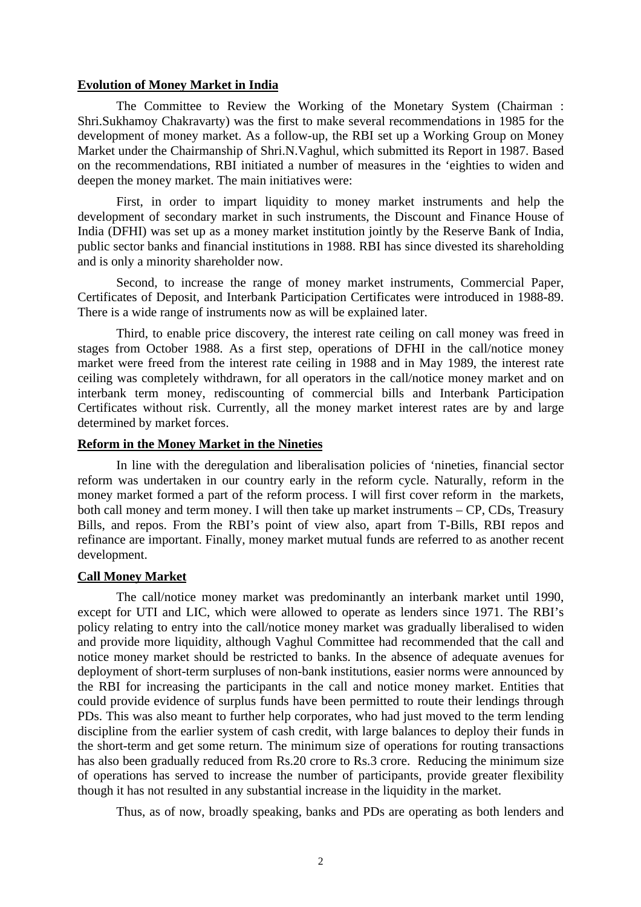**Evolution of Money Market in India**

The Committee to Review the Working of the Monetary System (Chairman : Shri.Sukhamoy Chakravarty) was the first to make several recommendations in 1985 for the development of money market. As a follow-up, the RBI set up a Working Group on Money Market under the Chairmanship of Shri.N.Vaghul, which submitted its Report in 1987. Based on the recommendations, RBI initiated a number of measures in the 'eighties to widen and deepen the money market. The main initiatives were:

First, in order to impart liquidity to money market instruments and help the development of secondary market in such instruments, the Discount and Finance House of India (DFHI) was set up as a money market institution jointly by the Reserve Bank of India, public sector banks and financial institutions in 1988. RBI has since divested its shareholding and is only a minority shareholder now.

Second, to increase the range of money market instruments, Commercial Paper, Certificates of Deposit, and Interbank Participation Certificates were introduced in 1988-89. There is a wide range of instruments now as will be explained later.

Third, to enable price discovery, the interest rate ceiling on call money was freed in stages from October 1988. As a first step, operations of DFHI in the call/notice money market were freed from the interest rate ceiling in 1988 and in May 1989, the interest rate ceiling was completely withdrawn, for all operators in the call/notice money market and on interbank term money, rediscounting of commercial bills and Interbank Participation Certificates without risk. Currently, all the money market interest rates are by and large determined by market forces.

**Reform in the Money Market in the Nineties**

In line with the deregulation and liberalisation policies of 'nineties, financial sector reform was undertaken in our country early in the reform cycle. Naturally, reform in the money market formed a part of the reform process. I will first cover reform in the markets, both call money and term money. I will then take up market instruments – CP, CDs, Treasury Bills, and repos. From the RBI's point of view also, apart from T-Bills, RBI repos and refinance are important. Finally, money market mutual funds are referred to as another recent development.

**Call Money Market**

The call/notice money market was predominantly an interbank market until 1990, except for UTI and LIC, which were allowed to operate as lenders since 1971. The RBI's policy relating to entry into the call/notice money market was gradually liberalised to widen and provide more liquidity, although Vaghul Committee had recommended that the call and notice money market should be restricted to banks. In the absence of adequate avenues for deployment of short-term surpluses of non-bank institutions, easier norms were announced by the RBI for increasing the participants in the call and notice money market. Entities that could provide evidence of surplus funds have been permitted to route their lendings through PDs. This was also meant to further help corporates, who had just moved to the term lending discipline from the earlier system of cash credit, with large balances to deploy their funds in the short-term and get some return. The minimum size of operations for routing transactions has also been gradually reduced from Rs.20 crore to Rs.3 crore. Reducing the minimum size of operations has served to increase the number of participants, provide greater flexibility though it has not resulted in any substantial increase in the liquidity in the market.

Thus, as of now, broadly speaking, banks and PDs are operating as both lenders and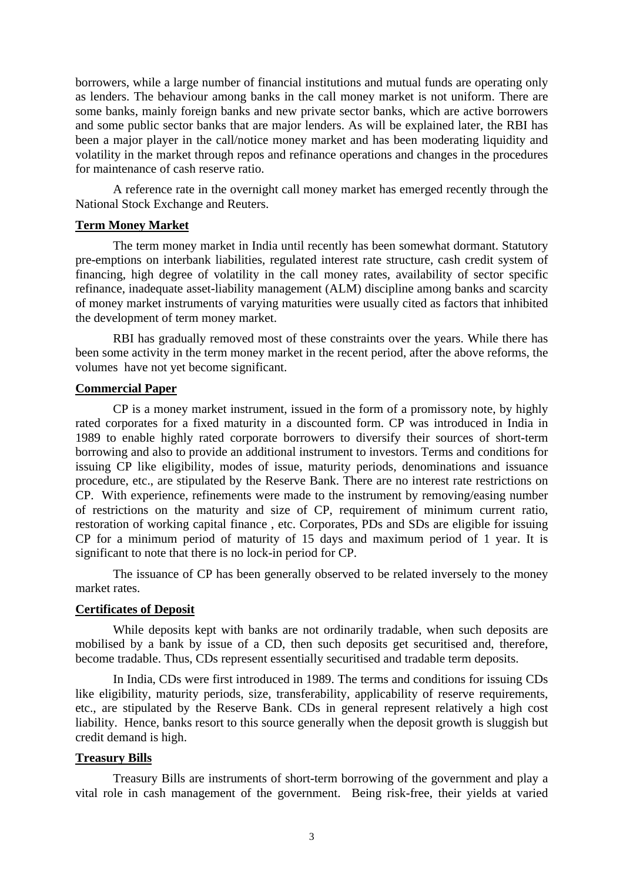borrowers, while a large number of financial institutions and mutual funds are operating only as lenders. The behaviour among banks in the call money market is not uniform. There are some banks, mainly foreign banks and new private sector banks, which are active borrowers and some public sector banks that are major lenders. As will be explained later, the RBI has been a major player in the call/notice money market and has been moderating liquidity and volatility in the market through repos and refinance operations and changes in the procedures for maintenance of cash reserve ratio.

A reference rate in the overnight call money market has emerged recently through the National Stock Exchange and Reuters.

**Term Money Market**

The term money market in India until recently has been somewhat dormant. Statutory pre-emptions on interbank liabilities, regulated interest rate structure, cash credit system of financing, high degree of volatility in the call money rates, availability of sector specific refinance, inadequate asset-liability management (ALM) discipline among banks and scarcity of money market instruments of varying maturities were usually cited as factors that inhibited the development of term money market.

RBI has gradually removed most of these constraints over the years. While there has been some activity in the term money market in the recent period, after the above reforms, the volumes have not yet become significant.

**Commercial Paper**

CP is a money market instrument, issued in the form of a promissory note, by highly rated corporates for a fixed maturity in a discounted form. CP was introduced in India in 1989 to enable highly rated corporate borrowers to diversify their sources of short-term borrowing and also to provide an additional instrument to investors. Terms and conditions for issuing CP like eligibility, modes of issue, maturity periods, denominations and issuance procedure, etc., are stipulated by the Reserve Bank. There are no interest rate restrictions on CP. With experience, refinements were made to the instrument by removing/easing number of restrictions on the maturity and size of CP, requirement of minimum current ratio, restoration of working capital finance , etc. Corporates, PDs and SDs are eligible for issuing CP for a minimum period of maturity of 15 days and maximum period of 1 year. It is significant to note that there is no lock-in period for CP.

The issuance of CP has been generally observed to be related inversely to the money market rates.

**Certificates of Deposit**

While deposits kept with banks are not ordinarily tradable, when such deposits are mobilised by a bank by issue of a CD, then such deposits get securitised and, therefore, become tradable. Thus, CDs represent essentially securitised and tradable term deposits.

In India, CDs were first introduced in 1989. The terms and conditions for issuing CDs like eligibility, maturity periods, size, transferability, applicability of reserve requirements, etc., are stipulated by the Reserve Bank. CDs in general represent relatively a high cost liability. Hence, banks resort to this source generally when the deposit growth is sluggish but credit demand is high.

**Treasury Bills**

Treasury Bills are instruments of short-term borrowing of the government and play a vital role in cash management of the government. Being risk-free, their yields at varied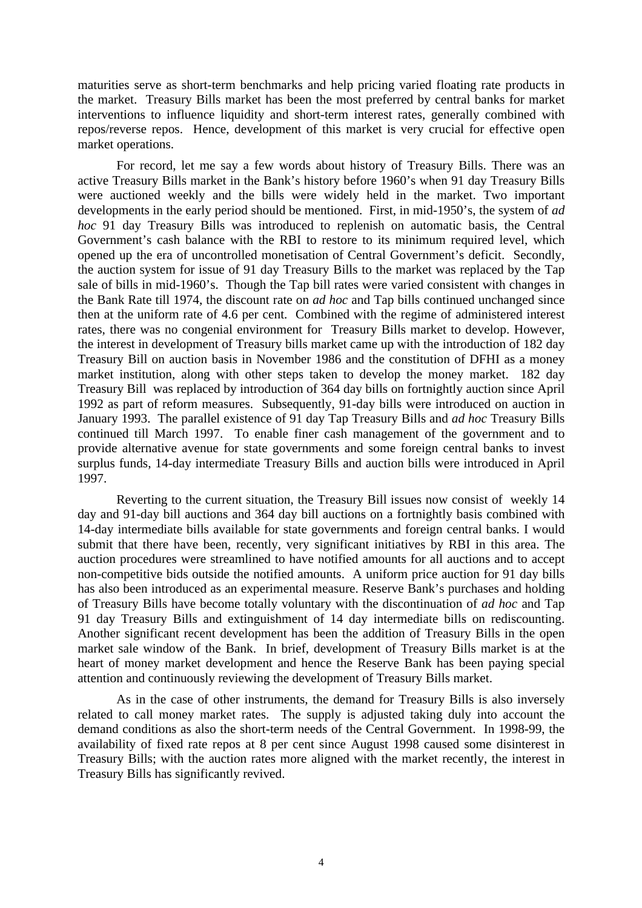maturities serve as short-term benchmarks and help pricing varied floating rate products in the market. Treasury Bills market has been the most preferred by central banks for market interventions to influence liquidity and short-term interest rates, generally combined with repos/reverse repos. Hence, development of this market is very crucial for effective open market operations.

For record, let me say a few words about history of Treasury Bills. There was an active Treasury Bills market in the Bank's history before 1960's when 91 day Treasury Bills were auctioned weekly and the bills were widely held in the market. Two important developments in the early period should be mentioned. First, in mid-1950's, the system of *ad hoc* 91 day Treasury Bills was introduced to replenish on automatic basis, the Central Government's cash balance with the RBI to restore to its minimum required level, which opened up the era of uncontrolled monetisation of Central Government's deficit. Secondly, the auction system for issue of 91 day Treasury Bills to the market was replaced by the Tap sale of bills in mid-1960's. Though the Tap bill rates were varied consistent with changes in the Bank Rate till 1974, the discount rate on *ad hoc* and Tap bills continued unchanged since then at the uniform rate of 4.6 per cent. Combined with the regime of administered interest rates, there was no congenial environment for Treasury Bills market to develop. However, the interest in development of Treasury bills market came up with the introduction of 182 day Treasury Bill on auction basis in November 1986 and the constitution of DFHI as a money market institution, along with other steps taken to develop the money market. 182 day Treasury Bill was replaced by introduction of 364 day bills on fortnightly auction since April 1992 as part of reform measures. Subsequently, 91-day bills were introduced on auction in January 1993. The parallel existence of 91 day Tap Treasury Bills and *ad hoc* Treasury Bills continued till March 1997. To enable finer cash management of the government and to provide alternative avenue for state governments and some foreign central banks to invest surplus funds, 14-day intermediate Treasury Bills and auction bills were introduced in April 1997.

Reverting to the current situation, the Treasury Bill issues now consist of weekly 14 day and 91-day bill auctions and 364 day bill auctions on a fortnightly basis combined with 14-day intermediate bills available for state governments and foreign central banks. I would submit that there have been, recently, very significant initiatives by RBI in this area. The auction procedures were streamlined to have notified amounts for all auctions and to accept non-competitive bids outside the notified amounts. A uniform price auction for 91 day bills has also been introduced as an experimental measure. Reserve Bank's purchases and holding of Treasury Bills have become totally voluntary with the discontinuation of *ad hoc* and Tap 91 day Treasury Bills and extinguishment of 14 day intermediate bills on rediscounting. Another significant recent development has been the addition of Treasury Bills in the open market sale window of the Bank. In brief, development of Treasury Bills market is at the heart of money market development and hence the Reserve Bank has been paying special attention and continuously reviewing the development of Treasury Bills market.

As in the case of other instruments, the demand for Treasury Bills is also inversely related to call money market rates. The supply is adjusted taking duly into account the demand conditions as also the short-term needs of the Central Government. In 1998-99, the availability of fixed rate repos at 8 per cent since August 1998 caused some disinterest in Treasury Bills; with the auction rates more aligned with the market recently, the interest in Treasury Bills has significantly revived.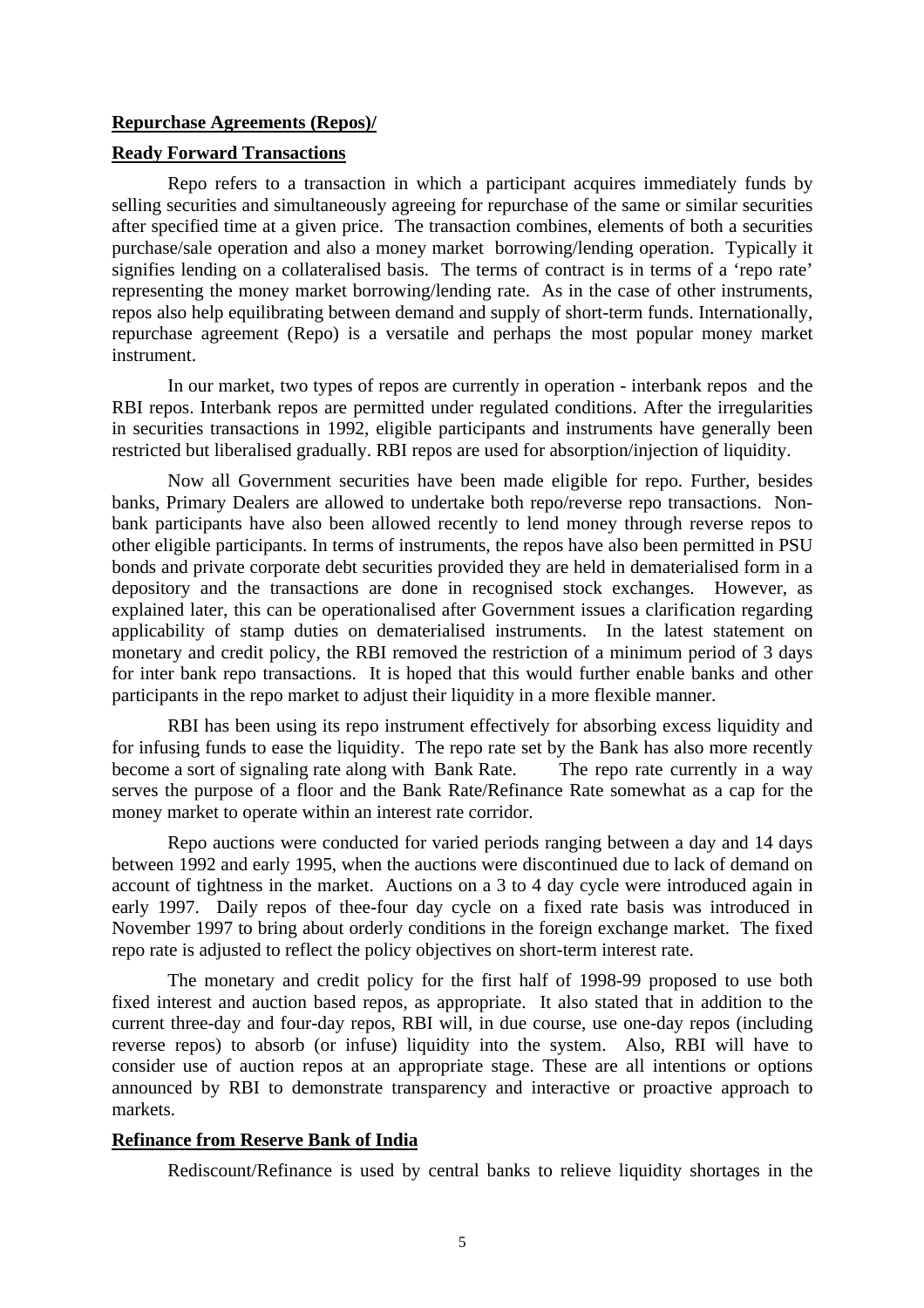**Repurchase Agreements (Repos)/**

**Ready Forward Transactions**

Repo refers to a transaction in which a participant acquires immediately funds by selling securities and simultaneously agreeing for repurchase of the same or similar securities after specified time at a given price. The transaction combines, elements of both a securities purchase/sale operation and also a money market borrowing/lending operation. Typically it signifies lending on a collateralised basis. The terms of contract is in terms of a 'repo rate' representing the money market borrowing/lending rate. As in the case of other instruments, repos also help equilibrating between demand and supply of short-term funds. Internationally, repurchase agreement (Repo) is a versatile and perhaps the most popular money market instrument.

In our market, two types of repos are currently in operation - interbank repos and the RBI repos. Interbank repos are permitted under regulated conditions. After the irregularities in securities transactions in 1992, eligible participants and instruments have generally been restricted but liberalised gradually. RBI repos are used for absorption/injection of liquidity.

Now all Government securities have been made eligible for repo. Further, besides banks, Primary Dealers are allowed to undertake both repo/reverse repo transactions. Non-bank participants have also been allowed recently to lend money through reverse repos to other eligible participants. In terms of instruments, the repos have also been permitted in PSU bonds and private corporate debt securities provided they are held in dematerialised form in a depository and the transactions are done in recognised stock exchanges. However, as explained later, this can be operationalised after Government issues a clarification regarding applicability of stamp duties on dematerialised instruments. In the latest statement on monetary and credit policy, the RBI removed the restriction of a minimum period of 3 days for inter bank repo transactions. It is hoped that this would further enable banks and other participants in the repo market to adjust their liquidity in a more flexible manner.

RBI has been using its repo instrument effectively for absorbing excess liquidity and for infusing funds to ease the liquidity. The repo rate set by the Bank has also more recently become a sort of signaling rate along with Bank Rate. The repo rate currently in a way serves the purpose of a floor and the Bank Rate/Refinance Rate somewhat as a cap for the money market to operate within an interest rate corridor.

Repo auctions were conducted for varied periods ranging between a day and 14 days between 1992 and early 1995, when the auctions were discontinued due to lack of demand on account of tightness in the market. Auctions on a 3 to 4 day cycle were introduced again in early 1997. Daily repos of thee-four day cycle on a fixed rate basis was introduced in November 1997 to bring about orderly conditions in the foreign exchange market. The fixed repo rate is adjusted to reflect the policy objectives on short-term interest rate.

The monetary and credit policy for the first half of 1998-99 proposed to use both fixed interest and auction based repos, as appropriate. It also stated that in addition to the current three-day and four-day repos, RBI will, in due course, use one-day repos (including reverse repos) to absorb (or infuse) liquidity into the system. Also, RBI will have to consider use of auction repos at an appropriate stage. These are all intentions or options announced by RBI to demonstrate transparency and interactive or proactive approach to markets.

**Refinance from Reserve Bank of India**

Rediscount/Refinance is used by central banks to relieve liquidity shortages in the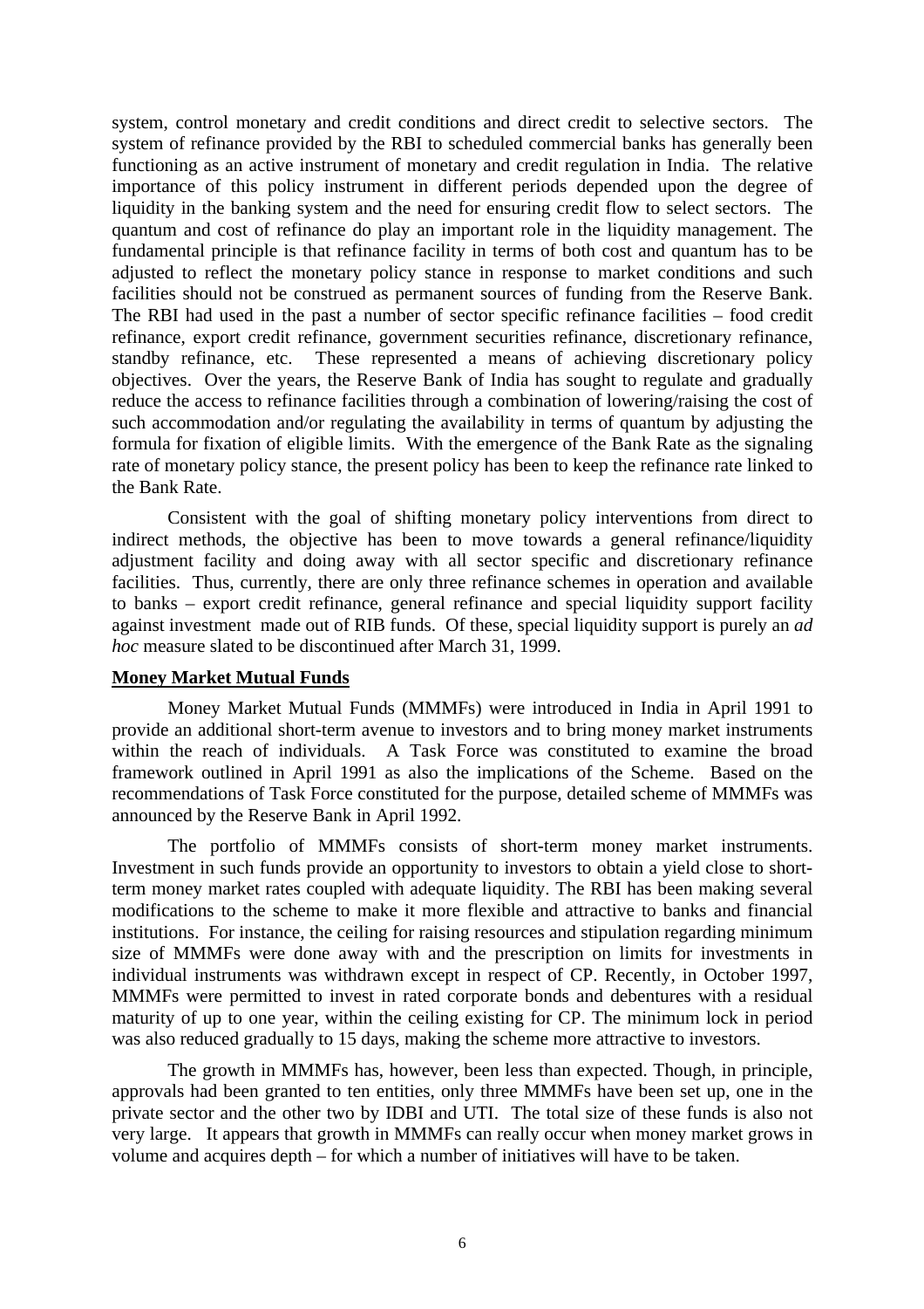system, control monetary and credit conditions and direct credit to selective sectors. The system of refinance provided by the RBI to scheduled commercial banks has generally been functioning as an active instrument of monetary and credit regulation in India. The relative importance of this policy instrument in different periods depended upon the degree of liquidity in the banking system and the need for ensuring credit flow to select sectors. The quantum and cost of refinance do play an important role in the liquidity management. The fundamental principle is that refinance facility in terms of both cost and quantum has to be adjusted to reflect the monetary policy stance in response to market conditions and such facilities should not be construed as permanent sources of funding from the Reserve Bank. The RBI had used in the past a number of sector specific refinance facilities – food credit refinance, export credit refinance, government securities refinance, discretionary refinance, standby refinance, etc. These represented a means of achieving discretionary policy objectives. Over the years, the Reserve Bank of India has sought to regulate and gradually reduce the access to refinance facilities through a combination of lowering/raising the cost of such accommodation and/or regulating the availability in terms of quantum by adjusting the formula for fixation of eligible limits. With the emergence of the Bank Rate as the signaling rate of monetary policy stance, the present policy has been to keep the refinance rate linked to the Bank Rate.

Consistent with the goal of shifting monetary policy interventions from direct to indirect methods, the objective has been to move towards a general refinance/liquidity adjustment facility and doing away with all sector specific and discretionary refinance facilities. Thus, currently, there are only three refinance schemes in operation and available to banks – export credit refinance, general refinance and special liquidity support facility against investment made out of RIB funds. Of these, special liquidity support is purely an *ad hoc* measure slated to be discontinued after March 31, 1999.

**Money Market Mutual Funds**

Money Market Mutual Funds (MMMFs) were introduced in India in April 1991 to provide an additional short-term avenue to investors and to bring money market instruments within the reach of individuals. A Task Force was constituted to examine the broad framework outlined in April 1991 as also the implications of the Scheme. Based on the recommendations of Task Force constituted for the purpose, detailed scheme of MMMFs was announced by the Reserve Bank in April 1992.

The portfolio of MMMFs consists of short-term money market instruments. Investment in such funds provide an opportunity to investors to obtain a yield close to short-term money market rates coupled with adequate liquidity. The RBI has been making several modifications to the scheme to make it more flexible and attractive to banks and financial institutions. For instance, the ceiling for raising resources and stipulation regarding minimum size of MMMFs were done away with and the prescription on limits for investments in individual instruments was withdrawn except in respect of CP. Recently, in October 1997, MMMFs were permitted to invest in rated corporate bonds and debentures with a residual maturity of up to one year, within the ceiling existing for CP. The minimum lock in period was also reduced gradually to 15 days, making the scheme more attractive to investors.

The growth in MMMFs has, however, been less than expected. Though, in principle, approvals had been granted to ten entities, only three MMMFs have been set up, one in the private sector and the other two by IDBI and UTI. The total size of these funds is also not very large. It appears that growth in MMMFs can really occur when money market grows in volume and acquires depth – for which a number of initiatives will have to be taken.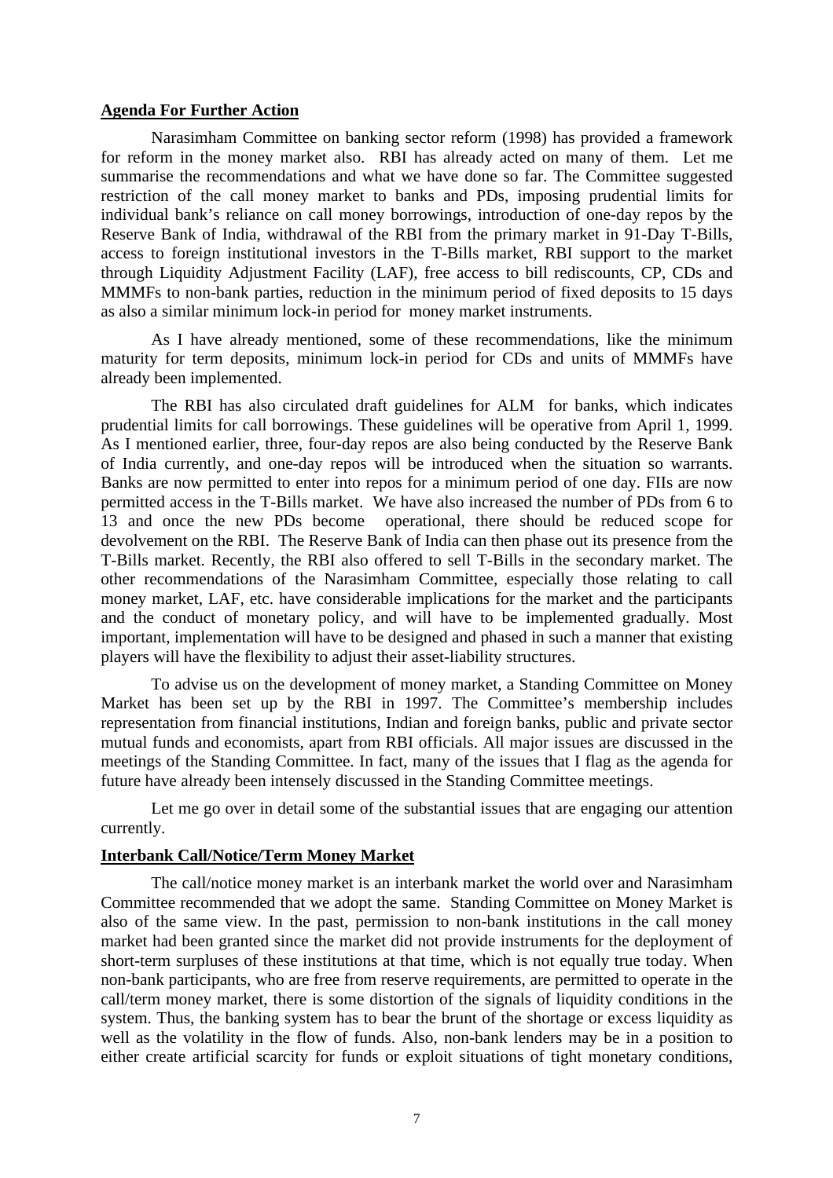## Agenda For Further Action

Narasimham Committee on banking sector reform (1998) has provided a framework for reform in the money market also. RBI has already acted on many of them. Let me summarise the recommendations and what we have done so far. The Committee suggested restriction of the call money market to banks and PDs, imposing prudential limits for individual bank's reliance on call money borrowings, introduction of one-day repos by the Reserve Bank of India, withdrawal of the RBI from the primary market in 91-Day T-Bills, access to foreign institutional investors in the T-Bills market, RBI support to the market through Liquidity Adjustment Facility (LAF), free access to bill rediscounts, CP, CDs and MMMFs to non-bank parties, reduction in the minimum period of fixed deposits to 15 days as also a similar minimum lock-in period for money market instruments.

As I have already mentioned, some of these recommendations, like the minimum maturity for term deposits, minimum lock-in period for CDs and units of MMMFs have already been implemented.

The RBI has also circulated draft guidelines for ALM for banks, which indicates prudential limits for call borrowings. These guidelines will be operative from April 1, 1999. As I mentioned earlier, three, four-day repos are also being conducted by the Reserve Bank of India currently, and one-day repos will be introduced when the situation so warrants. Banks are now permitted to enter into repos for a minimum period of one day. FIIs are now permitted access in the T-Bills market. We have also increased the number of PDs from 6 to 13 and once the new PDs become operational, there should be reduced scope for devolvement on the RBI. The Reserve Bank of India can then phase out its presence from the T-Bills market. Recently, the RBI also offered to sell T-Bills in the secondary market. The other recommendations of the Narasimham Committee, especially those relating to call money market, LAF, etc. have considerable implications for the market and the participants and the conduct of monetary policy, and will have to be implemented gradually. Most important, implementation will have to be designed and phased in such a manner that existing players will have the flexibility to adjust their asset-liability structures.

To advise us on the development of money market, a Standing Committee on Money Market has been set up by the RBI in 1997. The Committee's membership includes representation from financial institutions, Indian and foreign banks, public and private sector mutual funds and economists, apart from RBI officials. All major issues are discussed in the meetings of the Standing Committee. In fact, many of the issues that I flag as the agenda for future have already been intensely discussed in the Standing Committee meetings.

Let me go over in detail some of the substantial issues that are engaging our attention currently.

## Interbank Call/Notice/Term Money Market

The call/notice money market is an interbank market the world over and Narasimham Committee recommended that we adopt the same. Standing Committee on Money Market is also of the same view. In the past, permission to non-bank institutions in the call money market had been granted since the market did not provide instruments for the deployment of short-term surpluses of these institutions at that time, which is not equally true today. When non-bank participants, who are free from reserve requirements, are permitted to operate in the call/term money market, there is some distortion of the signals of liquidity conditions in the system. Thus, the banking system has to bear the brunt of the shortage or excess liquidity as well as the volatility in the flow of funds. Also, non-bank lenders may be in a position to either create artificial scarcity for funds or exploit situations of tight monetary conditions,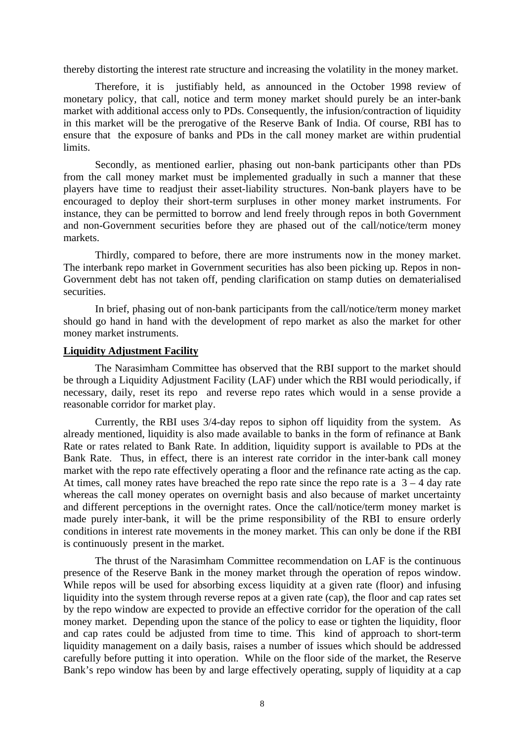thereby distorting the interest rate structure and increasing the volatility in the money market.

Therefore, it is justifiably held, as announced in the October 1998 review of monetary policy, that call, notice and term money market should purely be an inter-bank market with additional access only to PDs. Consequently, the infusion/contraction of liquidity in this market will be the prerogative of the Reserve Bank of India. Of course, RBI has to ensure that the exposure of banks and PDs in the call money market are within prudential limits.

Secondly, as mentioned earlier, phasing out non-bank participants other than PDs from the call money market must be implemented gradually in such a manner that these players have time to readjust their asset-liability structures. Non-bank players have to be encouraged to deploy their short-term surpluses in other money market instruments. For instance, they can be permitted to borrow and lend freely through repos in both Government and non-Government securities before they are phased out of the call/notice/term money markets.

Thirdly, compared to before, there are more instruments now in the money market. The interbank repo market in Government securities has also been picking up. Repos in non-Government debt has not taken off, pending clarification on stamp duties on dematerialised securities.

In brief, phasing out of non-bank participants from the call/notice/term money market should go hand in hand with the development of repo market as also the market for other money market instruments.

**Liquidity Adjustment Facility**

The Narasimham Committee has observed that the RBI support to the market should be through a Liquidity Adjustment Facility (LAF) under which the RBI would periodically, if necessary, daily, reset its repo and reverse repo rates which would in a sense provide a reasonable corridor for market play.

Currently, the RBI uses 3/4-day repos to siphon off liquidity from the system. As already mentioned, liquidity is also made available to banks in the form of refinance at Bank Rate or rates related to Bank Rate. In addition, liquidity support is available to PDs at the Bank Rate. Thus, in effect, there is an interest rate corridor in the inter-bank call money market with the repo rate effectively operating a floor and the refinance rate acting as the cap. At times, call money rates have breached the repo rate since the repo rate is a 3 – 4 day rate whereas the call money operates on overnight basis and also because of market uncertainty and different perceptions in the overnight rates. Once the call/notice/term money market is made purely inter-bank, it will be the prime responsibility of the RBI to ensure orderly conditions in interest rate movements in the money market. This can only be done if the RBI is continuously present in the market.

The thrust of the Narasimham Committee recommendation on LAF is the continuous presence of the Reserve Bank in the money market through the operation of repos window. While repos will be used for absorbing excess liquidity at a given rate (floor) and infusing liquidity into the system through reverse repos at a given rate (cap), the floor and cap rates set by the repo window are expected to provide an effective corridor for the operation of the call money market. Depending upon the stance of the policy to ease or tighten the liquidity, floor and cap rates could be adjusted from time to time. This kind of approach to short-term liquidity management on a daily basis, raises a number of issues which should be addressed carefully before putting it into operation. While on the floor side of the market, the Reserve Bank's repo window has been by and large effectively operating, supply of liquidity at a cap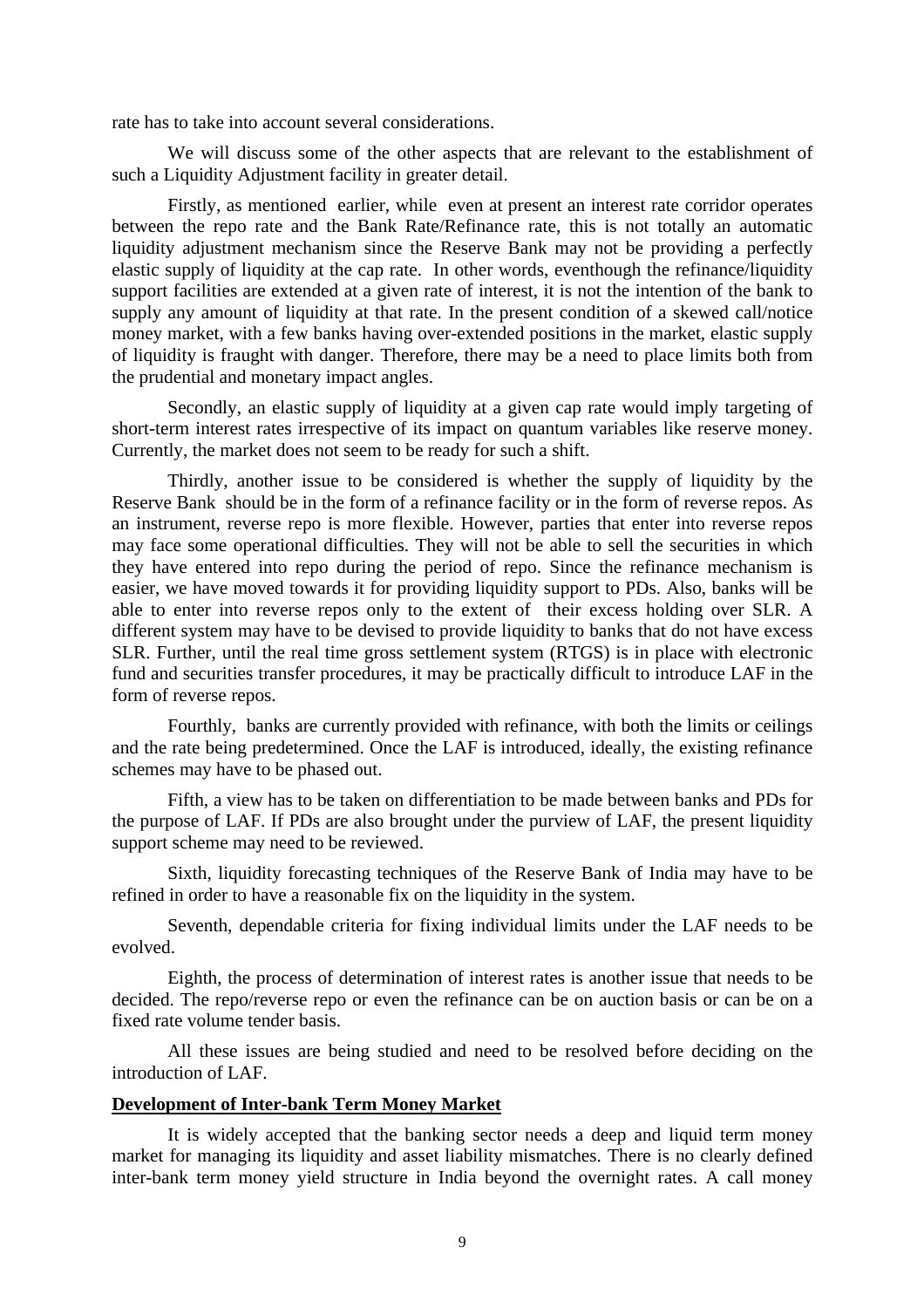rate has to take into account several considerations.

We will discuss some of the other aspects that are relevant to the establishment of such a Liquidity Adjustment facility in greater detail.

Firstly, as mentioned earlier, while even at present an interest rate corridor operates between the repo rate and the Bank Rate/Refinance rate, this is not totally an automatic liquidity adjustment mechanism since the Reserve Bank may not be providing a perfectly elastic supply of liquidity at the cap rate. In other words, eventhough the refinance/liquidity support facilities are extended at a given rate of interest, it is not the intention of the bank to supply any amount of liquidity at that rate. In the present condition of a skewed call/notice money market, with a few banks having over-extended positions in the market, elastic supply of liquidity is fraught with danger. Therefore, there may be a need to place limits both from the prudential and monetary impact angles.

Secondly, an elastic supply of liquidity at a given cap rate would imply targeting of short-term interest rates irrespective of its impact on quantum variables like reserve money. Currently, the market does not seem to be ready for such a shift.

Thirdly, another issue to be considered is whether the supply of liquidity by the Reserve Bank should be in the form of a refinance facility or in the form of reverse repos. As an instrument, reverse repo is more flexible. However, parties that enter into reverse repos may face some operational difficulties. They will not be able to sell the securities in which they have entered into repo during the period of repo. Since the refinance mechanism is easier, we have moved towards it for providing liquidity support to PDs. Also, banks will be able to enter into reverse repos only to the extent of their excess holding over SLR. A different system may have to be devised to provide liquidity to banks that do not have excess SLR. Further, until the real time gross settlement system (RTGS) is in place with electronic fund and securities transfer procedures, it may be practically difficult to introduce LAF in the form of reverse repos.

Fourthly, banks are currently provided with refinance, with both the limits or ceilings and the rate being predetermined. Once the LAF is introduced, ideally, the existing refinance schemes may have to be phased out.

Fifth, a view has to be taken on differentiation to be made between banks and PDs for the purpose of LAF. If PDs are also brought under the purview of LAF, the present liquidity support scheme may need to be reviewed.

Sixth, liquidity forecasting techniques of the Reserve Bank of India may have to be refined in order to have a reasonable fix on the liquidity in the system.

Seventh, dependable criteria for fixing individual limits under the LAF needs to be evolved.

Eighth, the process of determination of interest rates is another issue that needs to be decided. The repo/reverse repo or even the refinance can be on auction basis or can be on a fixed rate volume tender basis.

All these issues are being studied and need to be resolved before deciding on the introduction of LAF.

**Development of Inter-bank Term Money Market**

It is widely accepted that the banking sector needs a deep and liquid term money market for managing its liquidity and asset liability mismatches. There is no clearly defined inter-bank term money yield structure in India beyond the overnight rates. A call money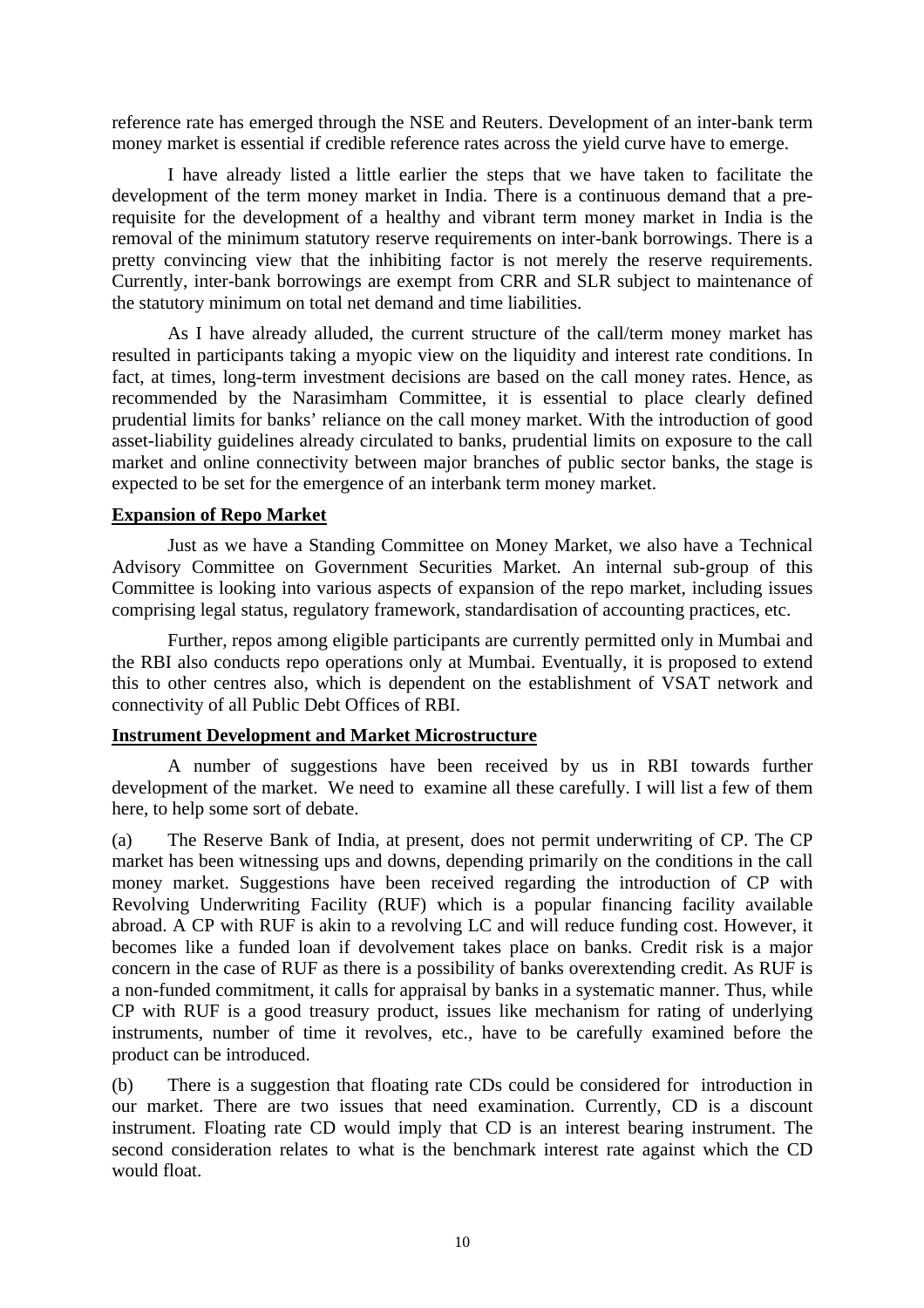reference rate has emerged through the NSE and Reuters. Development of an inter-bank term money market is essential if credible reference rates across the yield curve have to emerge.

I have already listed a little earlier the steps that we have taken to facilitate the development of the term money market in India. There is a continuous demand that a pre-requisite for the development of a healthy and vibrant term money market in India is the removal of the minimum statutory reserve requirements on inter-bank borrowings. There is a pretty convincing view that the inhibiting factor is not merely the reserve requirements. Currently, inter-bank borrowings are exempt from CRR and SLR subject to maintenance of the statutory minimum on total net demand and time liabilities.

As I have already alluded, the current structure of the call/term money market has resulted in participants taking a myopic view on the liquidity and interest rate conditions. In fact, at times, long-term investment decisions are based on the call money rates. Hence, as recommended by the Narasimham Committee, it is essential to place clearly defined prudential limits for banks' reliance on the call money market. With the introduction of good asset-liability guidelines already circulated to banks, prudential limits on exposure to the call market and online connectivity between major branches of public sector banks, the stage is expected to be set for the emergence of an interbank term money market.

## Expansion of Repo Market

Just as we have a Standing Committee on Money Market, we also have a Technical Advisory Committee on Government Securities Market. An internal sub-group of this Committee is looking into various aspects of expansion of the repo market, including issues comprising legal status, regulatory framework, standardisation of accounting practices, etc.

Further, repos among eligible participants are currently permitted only in Mumbai and the RBI also conducts repo operations only at Mumbai. Eventually, it is proposed to extend this to other centres also, which is dependent on the establishment of VSAT network and connectivity of all Public Debt Offices of RBI.

## Instrument Development and Market Microstructure

A number of suggestions have been received by us in RBI towards further development of the market. We need to examine all these carefully. I will list a few of them here, to help some sort of debate.

(a) The Reserve Bank of India, at present, does not permit underwriting of CP. The CP market has been witnessing ups and downs, depending primarily on the conditions in the call money market. Suggestions have been received regarding the introduction of CP with Revolving Underwriting Facility (RUF) which is a popular financing facility available abroad. A CP with RUF is akin to a revolving LC and will reduce funding cost. However, it becomes like a funded loan if devolvement takes place on banks. Credit risk is a major concern in the case of RUF as there is a possibility of banks overextending credit. As RUF is a non-funded commitment, it calls for appraisal by banks in a systematic manner. Thus, while CP with RUF is a good treasury product, issues like mechanism for rating of underlying instruments, number of time it revolves, etc., have to be carefully examined before the product can be introduced.

(b) There is a suggestion that floating rate CDs could be considered for introduction in our market. There are two issues that need examination. Currently, CD is a discount instrument. Floating rate CD would imply that CD is an interest bearing instrument. The second consideration relates to what is the benchmark interest rate against which the CD would float.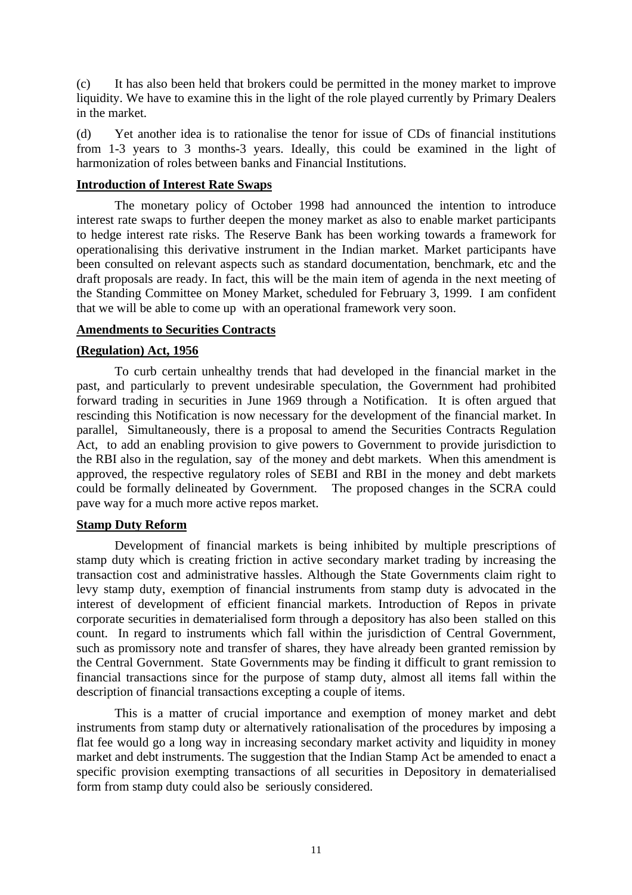(c) It has also been held that brokers could be permitted in the money market to improve liquidity. We have to examine this in the light of the role played currently by Primary Dealers in the market.

(d) Yet another idea is to rationalise the tenor for issue of CDs of financial institutions from 1-3 years to 3 months-3 years. Ideally, this could be examined in the light of harmonization of roles between banks and Financial Institutions.

**Introduction of Interest Rate Swaps**

The monetary policy of October 1998 had announced the intention to introduce interest rate swaps to further deepen the money market as also to enable market participants to hedge interest rate risks. The Reserve Bank has been working towards a framework for operationalising this derivative instrument in the Indian market. Market participants have been consulted on relevant aspects such as standard documentation, benchmark, etc and the draft proposals are ready. In fact, this will be the main item of agenda in the next meeting of the Standing Committee on Money Market, scheduled for February 3, 1999. I am confident that we will be able to come up with an operational framework very soon.

**Amendments to Securities Contracts**

**(Regulation) Act, 1956**

To curb certain unhealthy trends that had developed in the financial market in the past, and particularly to prevent undesirable speculation, the Government had prohibited forward trading in securities in June 1969 through a Notification. It is often argued that rescinding this Notification is now necessary for the development of the financial market. In parallel, Simultaneously, there is a proposal to amend the Securities Contracts Regulation Act, to add an enabling provision to give powers to Government to provide jurisdiction to the RBI also in the regulation, say of the money and debt markets. When this amendment is approved, the respective regulatory roles of SEBI and RBI in the money and debt markets could be formally delineated by Government. The proposed changes in the SCRA could pave way for a much more active repos market.

**Stamp Duty Reform**

Development of financial markets is being inhibited by multiple prescriptions of stamp duty which is creating friction in active secondary market trading by increasing the transaction cost and administrative hassles. Although the State Governments claim right to levy stamp duty, exemption of financial instruments from stamp duty is advocated in the interest of development of efficient financial markets. Introduction of Repos in private corporate securities in dematerialised form through a depository has also been stalled on this count. In regard to instruments which fall within the jurisdiction of Central Government, such as promissory note and transfer of shares, they have already been granted remission by the Central Government. State Governments may be finding it difficult to grant remission to financial transactions since for the purpose of stamp duty, almost all items fall within the description of financial transactions excepting a couple of items.

This is a matter of crucial importance and exemption of money market and debt instruments from stamp duty or alternatively rationalisation of the procedures by imposing a flat fee would go a long way in increasing secondary market activity and liquidity in money market and debt instruments. The suggestion that the Indian Stamp Act be amended to enact a specific provision exempting transactions of all securities in Depository in dematerialised form from stamp duty could also be seriously considered.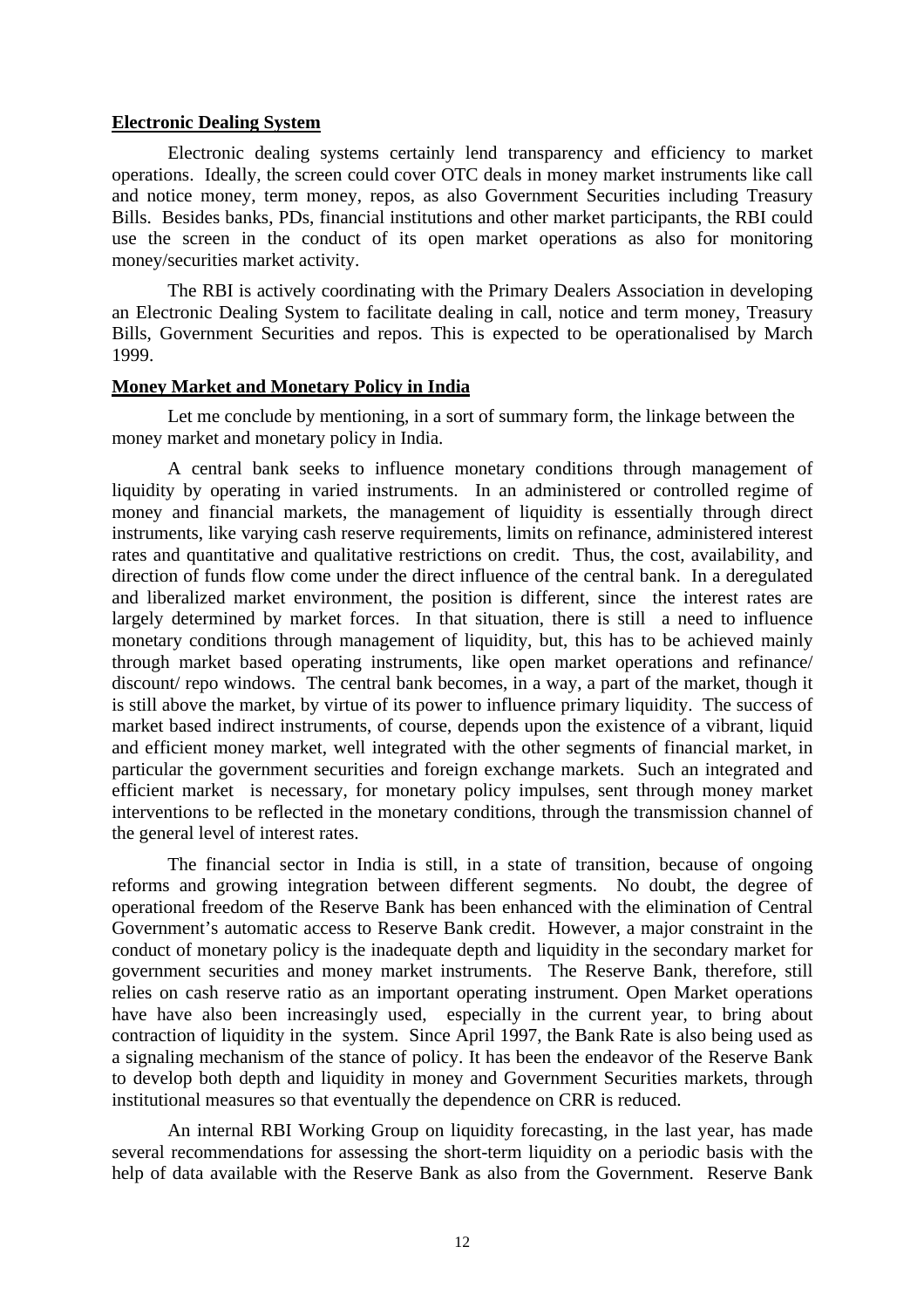**Electronic Dealing System**

Electronic dealing systems certainly lend transparency and efficiency to market operations. Ideally, the screen could cover OTC deals in money market instruments like call and notice money, term money, repos, as also Government Securities including Treasury Bills. Besides banks, PDs, financial institutions and other market participants, the RBI could use the screen in the conduct of its open market operations as also for monitoring money/securities market activity.

The RBI is actively coordinating with the Primary Dealers Association in developing an Electronic Dealing System to facilitate dealing in call, notice and term money, Treasury Bills, Government Securities and repos. This is expected to be operationalised by March 1999.

**Money Market and Monetary Policy in India**

Let me conclude by mentioning, in a sort of summary form, the linkage between the money market and monetary policy in India.

A central bank seeks to influence monetary conditions through management of liquidity by operating in varied instruments. In an administered or controlled regime of money and financial markets, the management of liquidity is essentially through direct instruments, like varying cash reserve requirements, limits on refinance, administered interest rates and quantitative and qualitative restrictions on credit. Thus, the cost, availability, and direction of funds flow come under the direct influence of the central bank. In a deregulated and liberalized market environment, the position is different, since the interest rates are largely determined by market forces. In that situation, there is still a need to influence monetary conditions through management of liquidity, but, this has to be achieved mainly through market based operating instruments, like open market operations and refinance/ discount/ repo windows. The central bank becomes, in a way, a part of the market, though it is still above the market, by virtue of its power to influence primary liquidity. The success of market based indirect instruments, of course, depends upon the existence of a vibrant, liquid and efficient money market, well integrated with the other segments of financial market, in particular the government securities and foreign exchange markets. Such an integrated and efficient market is necessary, for monetary policy impulses, sent through money market interventions to be reflected in the monetary conditions, through the transmission channel of the general level of interest rates.

The financial sector in India is still, in a state of transition, because of ongoing reforms and growing integration between different segments. No doubt, the degree of operational freedom of the Reserve Bank has been enhanced with the elimination of Central Government's automatic access to Reserve Bank credit. However, a major constraint in the conduct of monetary policy is the inadequate depth and liquidity in the secondary market for government securities and money market instruments. The Reserve Bank, therefore, still relies on cash reserve ratio as an important operating instrument. Open Market operations have have also been increasingly used, especially in the current year, to bring about contraction of liquidity in the system. Since April 1997, the Bank Rate is also being used as a signaling mechanism of the stance of policy. It has been the endeavor of the Reserve Bank to develop both depth and liquidity in money and Government Securities markets, through institutional measures so that eventually the dependence on CRR is reduced.

An internal RBI Working Group on liquidity forecasting, in the last year, has made several recommendations for assessing the short-term liquidity on a periodic basis with the help of data available with the Reserve Bank as also from the Government. Reserve Bank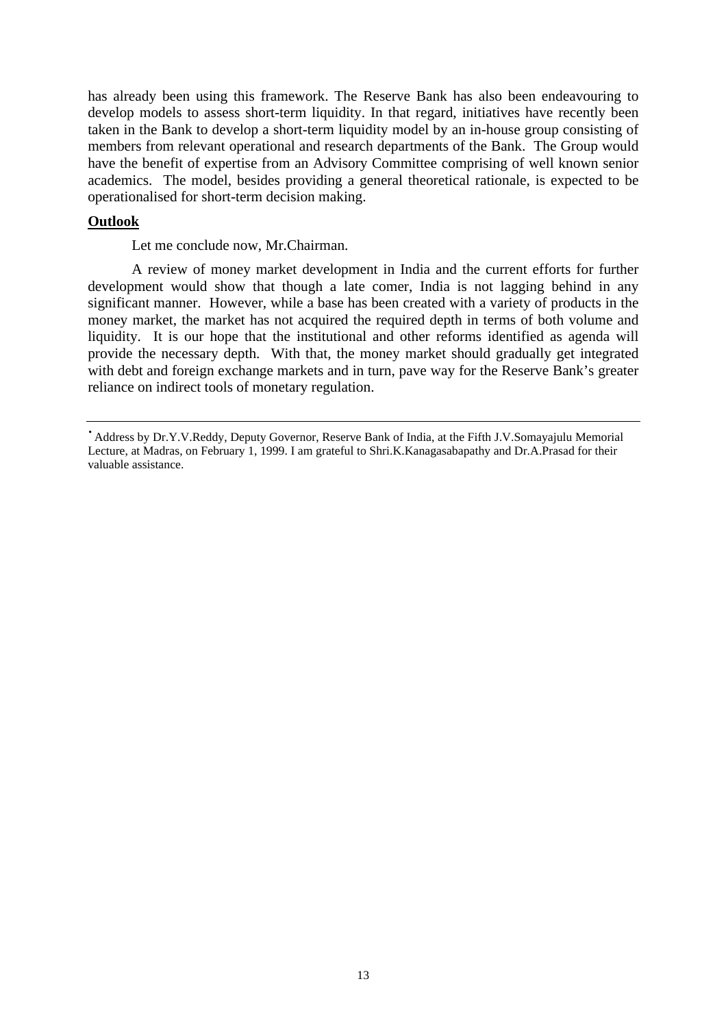has already been using this framework. The Reserve Bank has also been endeavouring to develop models to assess short-term liquidity. In that regard, initiatives have recently been taken in the Bank to develop a short-term liquidity model by an in-house group consisting of members from relevant operational and research departments of the Bank. The Group would have the benefit of expertise from an Advisory Committee comprising of well known senior academics. The model, besides providing a general theoretical rationale, is expected to be operationalised for short-term decision making.

## Outlook

Let me conclude now, Mr.Chairman.

A review of money market development in India and the current efforts for further development would show that though a late comer, India is not lagging behind in any significant manner. However, while a base has been created with a variety of products in the money market, the market has not acquired the required depth in terms of both volume and liquidity. It is our hope that the institutional and other reforms identified as agenda will provide the necessary depth. With that, the money market should gradually get integrated with debt and foreign exchange markets and in turn, pave way for the Reserve Bank's greater reliance on indirect tools of monetary regulation.

---

• Address by Dr.Y.V.Reddy, Deputy Governor, Reserve Bank of India, at the Fifth J.V.Somayajulu Memorial Lecture, at Madras, on February 1, 1999. I am grateful to Shri.K.Kanagasabapathy and Dr.A.Prasad for their valuable assistance.